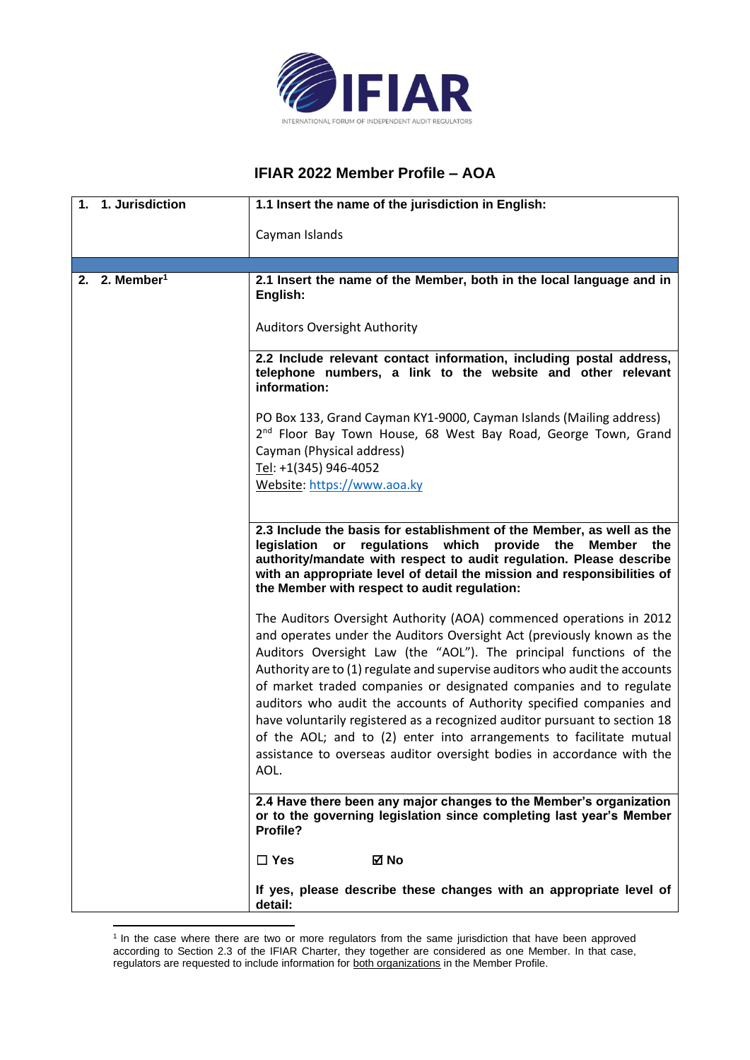INTERNATIONAL FORUM OF INDEPENDENT AUDIT REGULATORS

# IFIAR 2022 Member Profile – AOA

| | |
|---|---|
| **1. 1. Jurisdiction** | **1.1 Insert the name of the jurisdiction in English:**<br><br>Cayman Islands |
| | |
| **2. 2. Member[1]** | **2.1 Insert the name of the Member, both in the local language and in English:**<br><br>Auditors Oversight Authority |
| | **2.2 Include relevant contact information, including postal address, telephone numbers, a link to the website and other relevant information:**<br><br>PO Box 133, Grand Cayman KY1-9000, Cayman Islands (Mailing address)<br>2nd Floor Bay Town House, 68 West Bay Road, George Town, Grand Cayman (Physical address)<br>Tel: +1(345) 946-4052<br>Website: https://www.aoa.ky |
| | **2.3 Include the basis for establishment of the Member, as well as the legislation or regulations which provide the Member the authority/mandate with respect to audit regulation. Please describe with an appropriate level of detail the mission and responsibilities of the Member with respect to audit regulation:**<br><br>The Auditors Oversight Authority (AOA) commenced operations in 2012 and operates under the Auditors Oversight Act (previously known as the Auditors Oversight Law (the "AOL"). The principal functions of the Authority are to (1) regulate and supervise auditors who audit the accounts of market traded companies or designated companies and to regulate auditors who audit the accounts of Authority specified companies and have voluntarily registered as a recognized auditor pursuant to section 18 of the AOL; and to (2) enter into arrangements to facilitate mutual assistance to overseas auditor oversight bodies in accordance with the AOL. |
| | **2.4 Have there been any major changes to the Member's organization or to the governing legislation since completing last year's Member Profile?**<br><br>☐ **Yes** ☑ **No**<br><br>**If yes, please describe these changes with an appropriate level of detail:** |

[1] In the case where there are two or more regulators from the same jurisdiction that have been approved according to Section 2.3 of the IFIAR Charter, they together are considered as one Member. In that case, regulators are requested to include information for both organizations in the Member Profile.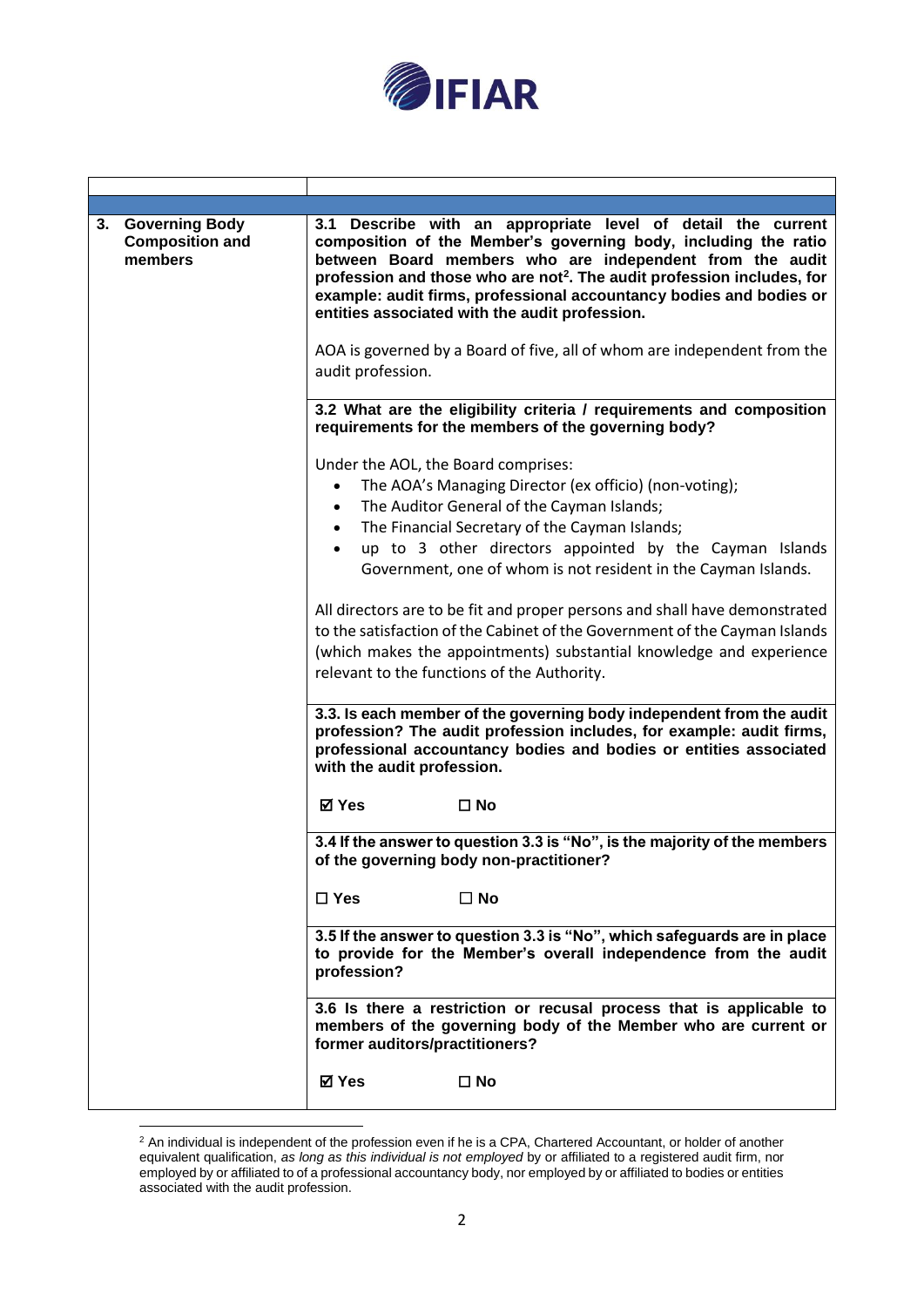| | |
|---|---|
| | |
| **3. Governing Body Composition and members** | **3.1 Describe with an appropriate level of detail the current composition of the Member's governing body, including the ratio between Board members who are independent from the audit profession and those who are not[2]. The audit profession includes, for example: audit firms, professional accountancy bodies and bodies or entities associated with the audit profession.**<br><br>AOA is governed by a Board of five, all of whom are independent from the audit profession. |
| | **3.2 What are the eligibility criteria / requirements and composition requirements for the members of the governing body?**<br><br>Under the AOL, the Board comprises:<br>• The AOA's Managing Director (ex officio) (non-voting);<br>• The Auditor General of the Cayman Islands;<br>• The Financial Secretary of the Cayman Islands;<br>• up to 3 other directors appointed by the Cayman Islands Government, one of whom is not resident in the Cayman Islands.<br><br>All directors are to be fit and proper persons and shall have demonstrated to the satisfaction of the Cabinet of the Government of the Cayman Islands (which makes the appointments) substantial knowledge and experience relevant to the functions of the Authority. |
| | **3.3. Is each member of the governing body independent from the audit profession? The audit profession includes, for example: audit firms, professional accountancy bodies and bodies or entities associated with the audit profession.**<br><br>**☑ Yes ☐ No** |
| | **3.4 If the answer to question 3.3 is "No", is the majority of the members of the governing body non-practitioner?**<br><br>**☐ Yes ☐ No** |
| | **3.5 If the answer to question 3.3 is "No", which safeguards are in place to provide for the Member's overall independence from the audit profession?** |
| | **3.6 Is there a restriction or recusal process that is applicable to members of the governing body of the Member who are current or former auditors/practitioners?**<br><br>**☑ Yes ☐ No** |

[2] An individual is independent of the profession even if he is a CPA, Chartered Accountant, or holder of another equivalent qualification, *as long as this individual is not employed* by or affiliated to a registered audit firm, nor employed by or affiliated to of a professional accountancy body, nor employed by or affiliated to bodies or entities associated with the audit profession.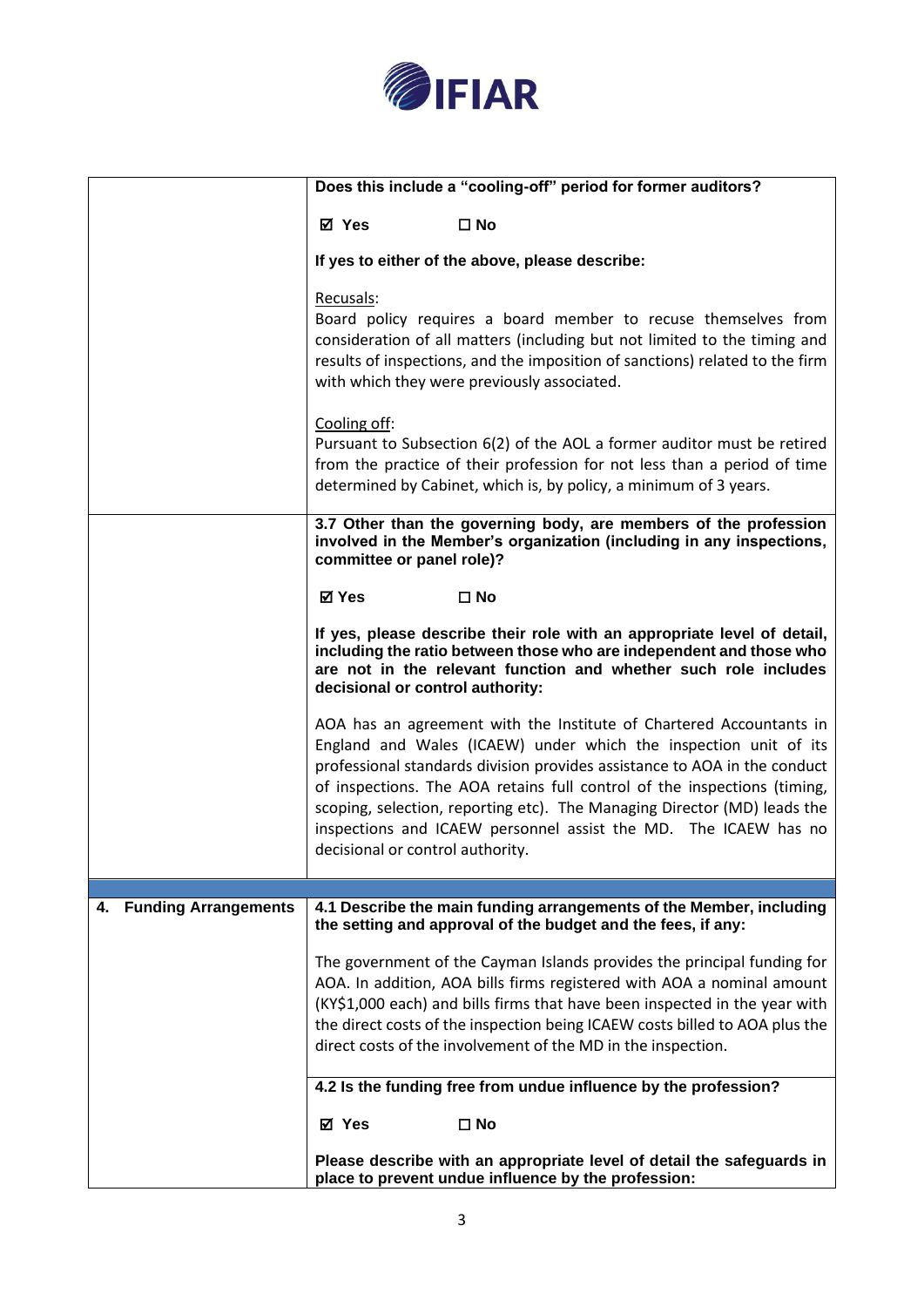| | |
|---|---|
| | **Does this include a "cooling-off" period for former auditors?**<br><br>☑ **Yes** ☐ **No**<br><br>**If yes to either of the above, please describe:**<br><br>Recusals:<br>Board policy requires a board member to recuse themselves from consideration of all matters (including but not limited to the timing and results of inspections, and the imposition of sanctions) related to the firm with which they were previously associated.<br><br>Cooling off:<br>Pursuant to Subsection 6(2) of the AOL a former auditor must be retired from the practice of their profession for not less than a period of time determined by Cabinet, which is, by policy, a minimum of 3 years. |
| | **3.7 Other than the governing body, are members of the profession involved in the Member's organization (including in any inspections, committee or panel role)?**<br><br>☑ **Yes** ☐ **No**<br><br>**If yes, please describe their role with an appropriate level of detail, including the ratio between those who are independent and those who are not in the relevant function and whether such role includes decisional or control authority:**<br><br>AOA has an agreement with the Institute of Chartered Accountants in England and Wales (ICAEW) under which the inspection unit of its professional standards division provides assistance to AOA in the conduct of inspections. The AOA retains full control of the inspections (timing, scoping, selection, reporting etc). The Managing Director (MD) leads the inspections and ICAEW personnel assist the MD. The ICAEW has no decisional or control authority. |
| | |
| **4. Funding Arrangements** | **4.1 Describe the main funding arrangements of the Member, including the setting and approval of the budget and the fees, if any:**<br><br>The government of the Cayman Islands provides the principal funding for AOA. In addition, AOA bills firms registered with AOA a nominal amount (KY$1,000 each) and bills firms that have been inspected in the year with the direct costs of the inspection being ICAEW costs billed to AOA plus the direct costs of the involvement of the MD in the inspection. |
| | **4.2 Is the funding free from undue influence by the profession?**<br><br>☑ **Yes** ☐ **No**<br><br>**Please describe with an appropriate level of detail the safeguards in place to prevent undue influence by the profession:** |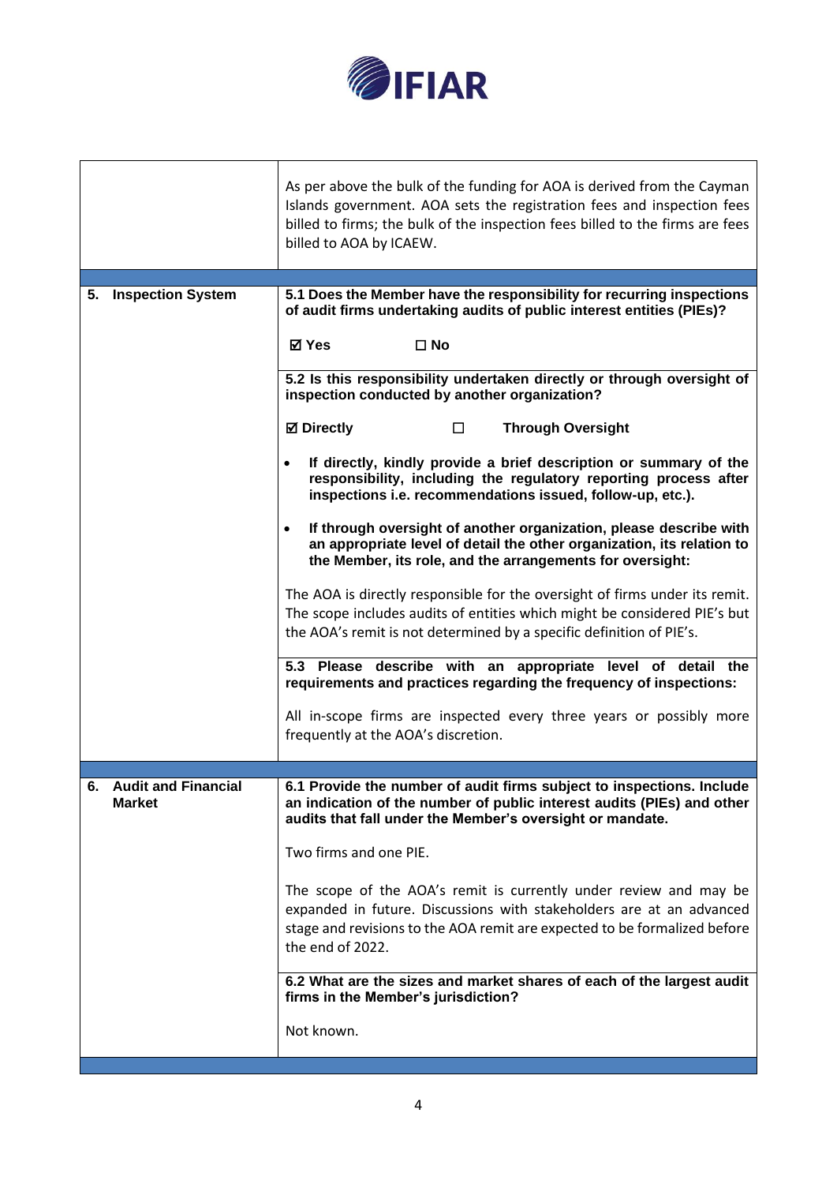| | |
|---|---|
| | As per above the bulk of the funding for AOA is derived from the Cayman Islands government. AOA sets the registration fees and inspection fees billed to firms; the bulk of the inspection fees billed to the firms are fees billed to AOA by ICAEW. |
| | |
| **5. Inspection System** | **5.1 Does the Member have the responsibility for recurring inspections of audit firms undertaking audits of public interest entities (PIEs)?**<br><br>**☑ Yes ☐ No** |
| | **5.2 Is this responsibility undertaken directly or through oversight of inspection conducted by another organization?**<br><br>**☑ Directly ☐ Through Oversight**<br><br>• **If directly, kindly provide a brief description or summary of the responsibility, including the regulatory reporting process after inspections i.e. recommendations issued, follow-up, etc.).**<br><br>• **If through oversight of another organization, please describe with an appropriate level of detail the other organization, its relation to the Member, its role, and the arrangements for oversight:**<br><br>The AOA is directly responsible for the oversight of firms under its remit. The scope includes audits of entities which might be considered PIE's but the AOA's remit is not determined by a specific definition of PIE's. |
| | **5.3 Please describe with an appropriate level of detail the requirements and practices regarding the frequency of inspections:**<br><br>All in-scope firms are inspected every three years or possibly more frequently at the AOA's discretion. |
| | |
| **6. Audit and Financial Market** | **6.1 Provide the number of audit firms subject to inspections. Include an indication of the number of public interest audits (PIEs) and other audits that fall under the Member's oversight or mandate.**<br><br>Two firms and one PIE.<br><br>The scope of the AOA's remit is currently under review and may be expanded in future. Discussions with stakeholders are at an advanced stage and revisions to the AOA remit are expected to be formalized before the end of 2022. |
| | **6.2 What are the sizes and market shares of each of the largest audit firms in the Member's jurisdiction?**<br><br>Not known. |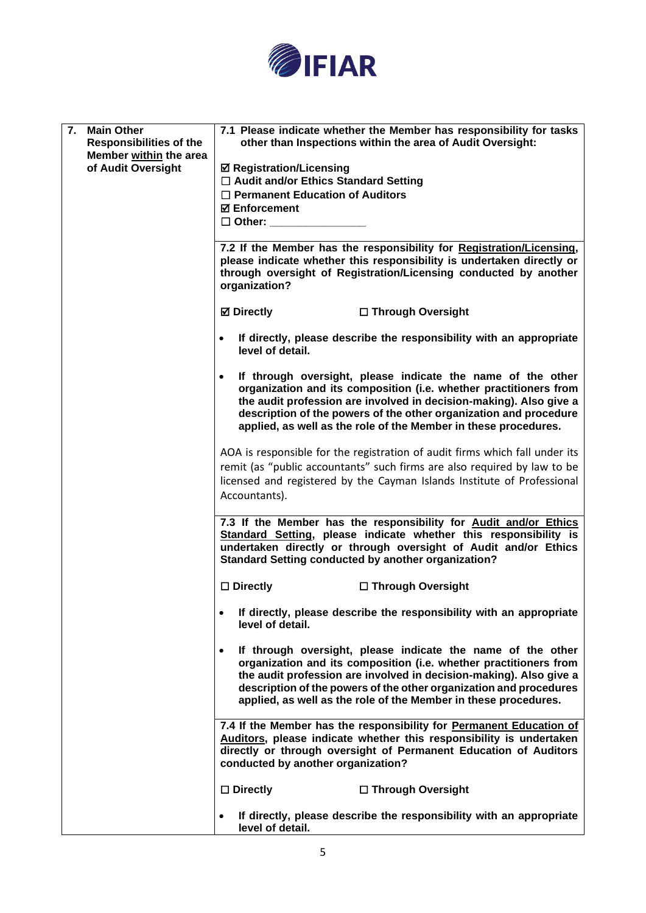| | |
|---|---|
| **7. Main Other Responsibilities of the Member <u>within</u> the area of Audit Oversight** | **7.1 Please indicate whether the Member has responsibility for tasks other than Inspections within the area of Audit Oversight:**<br><br>**☑ Registration/Licensing**<br>**☐ Audit and/or Ethics Standard Setting**<br>**☐ Permanent Education of Auditors**<br>**☑ Enforcement**<br>**☐ Other: _______________** |
| | **7.2 If the Member has the responsibility for <u>Registration/Licensing</u>, please indicate whether this responsibility is undertaken directly or through oversight of Registration/Licensing conducted by another organization?**<br><br>**☑ Directly** **☐ Through Oversight**<br><br>• **If directly, please describe the responsibility with an appropriate level of detail.**<br><br>• **If through oversight, please indicate the name of the other organization and its composition (i.e. whether practitioners from the audit profession are involved in decision-making). Also give a description of the powers of the other organization and procedure applied, as well as the role of the Member in these procedures.**<br><br>AOA is responsible for the registration of audit firms which fall under its remit (as "public accountants" such firms are also required by law to be licensed and registered by the Cayman Islands Institute of Professional Accountants). |
| | **7.3 If the Member has the responsibility for <u>Audit and/or Ethics Standard Setting</u>, please indicate whether this responsibility is undertaken directly or through oversight of Audit and/or Ethics Standard Setting conducted by another organization?**<br><br>**☐ Directly** **☐ Through Oversight**<br><br>• **If directly, please describe the responsibility with an appropriate level of detail.**<br><br>• **If through oversight, please indicate the name of the other organization and its composition (i.e. whether practitioners from the audit profession are involved in decision-making). Also give a description of the powers of the other organization and procedures applied, as well as the role of the Member in these procedures.** |
| | **7.4 If the Member has the responsibility for <u>Permanent Education of Auditors</u>, please indicate whether this responsibility is undertaken directly or through oversight of Permanent Education of Auditors conducted by another organization?**<br><br>**☐ Directly** **☐ Through Oversight**<br><br>• **If directly, please describe the responsibility with an appropriate level of detail.** |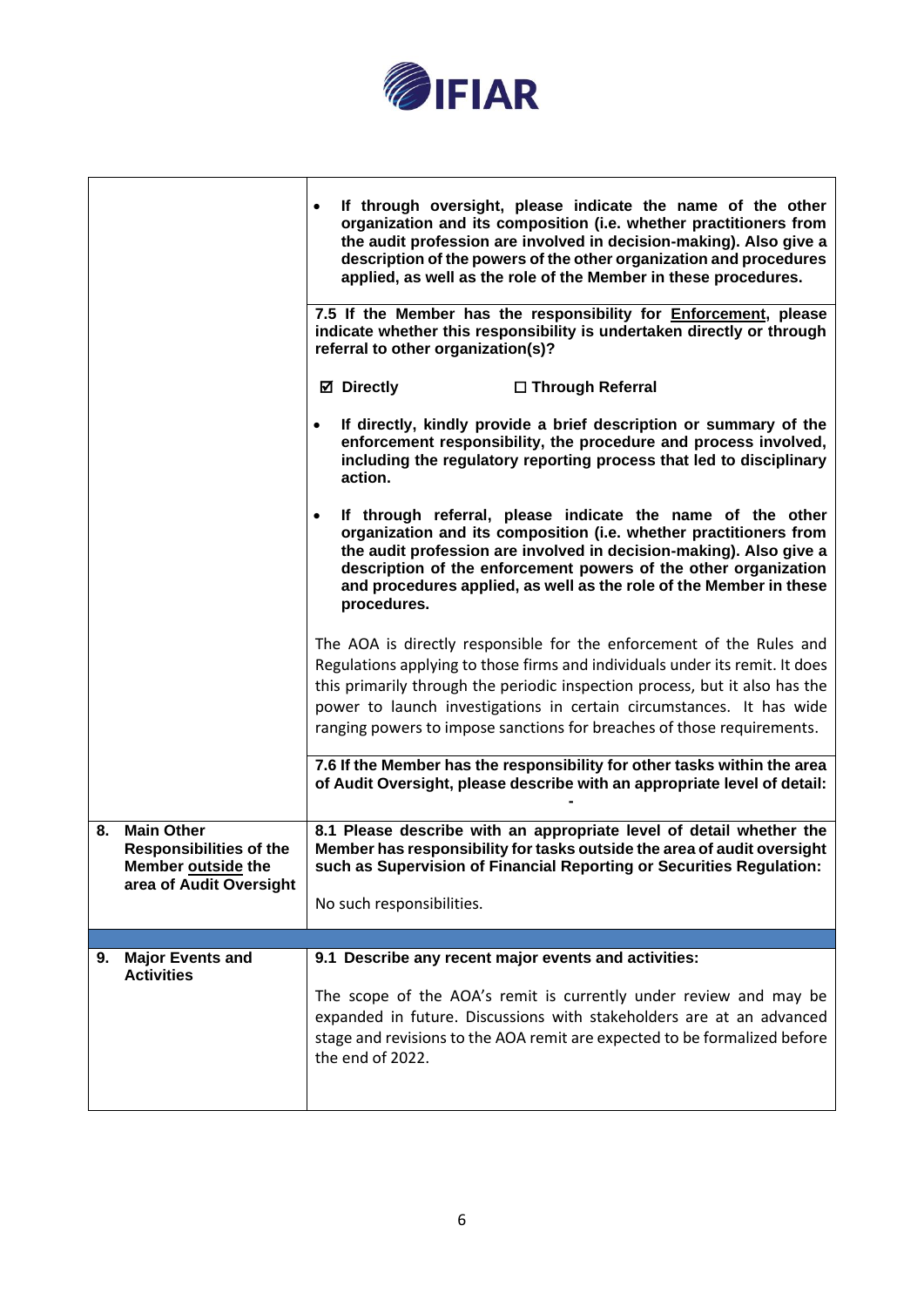| | |
|---|---|
| | • **If through oversight, please indicate the name of the other organization and its composition (i.e. whether practitioners from the audit profession are involved in decision-making). Also give a description of the powers of the other organization and procedures applied, as well as the role of the Member in these procedures.** |
| | **7.5 If the Member has the responsibility for Enforcement, please indicate whether this responsibility is undertaken directly or through referral to other organization(s)?**<br><br>**☑ Directly ☐ Through Referral**<br><br>• **If directly, kindly provide a brief description or summary of the enforcement responsibility, the procedure and process involved, including the regulatory reporting process that led to disciplinary action.**<br><br>• **If through referral, please indicate the name of the other organization and its composition (i.e. whether practitioners from the audit profession are involved in decision-making). Also give a description of the enforcement powers of the other organization and procedures applied, as well as the role of the Member in these procedures.**<br><br>The AOA is directly responsible for the enforcement of the Rules and Regulations applying to those firms and individuals under its remit. It does this primarily through the periodic inspection process, but it also has the power to launch investigations in certain circumstances. It has wide ranging powers to impose sanctions for breaches of those requirements. |
| | **7.6 If the Member has the responsibility for other tasks within the area of Audit Oversight, please describe with an appropriate level of detail:**<br><br>- |
| **8. Main Other Responsibilities of the Member outside the area of Audit Oversight** | **8.1 Please describe with an appropriate level of detail whether the Member has responsibility for tasks outside the area of audit oversight such as Supervision of Financial Reporting or Securities Regulation:**<br><br>No such responsibilities. |
| | |
| **9. Major Events and Activities** | **9.1 Describe any recent major events and activities:**<br><br>The scope of the AOA's remit is currently under review and may be expanded in future. Discussions with stakeholders are at an advanced stage and revisions to the AOA remit are expected to be formalized before the end of 2022. |